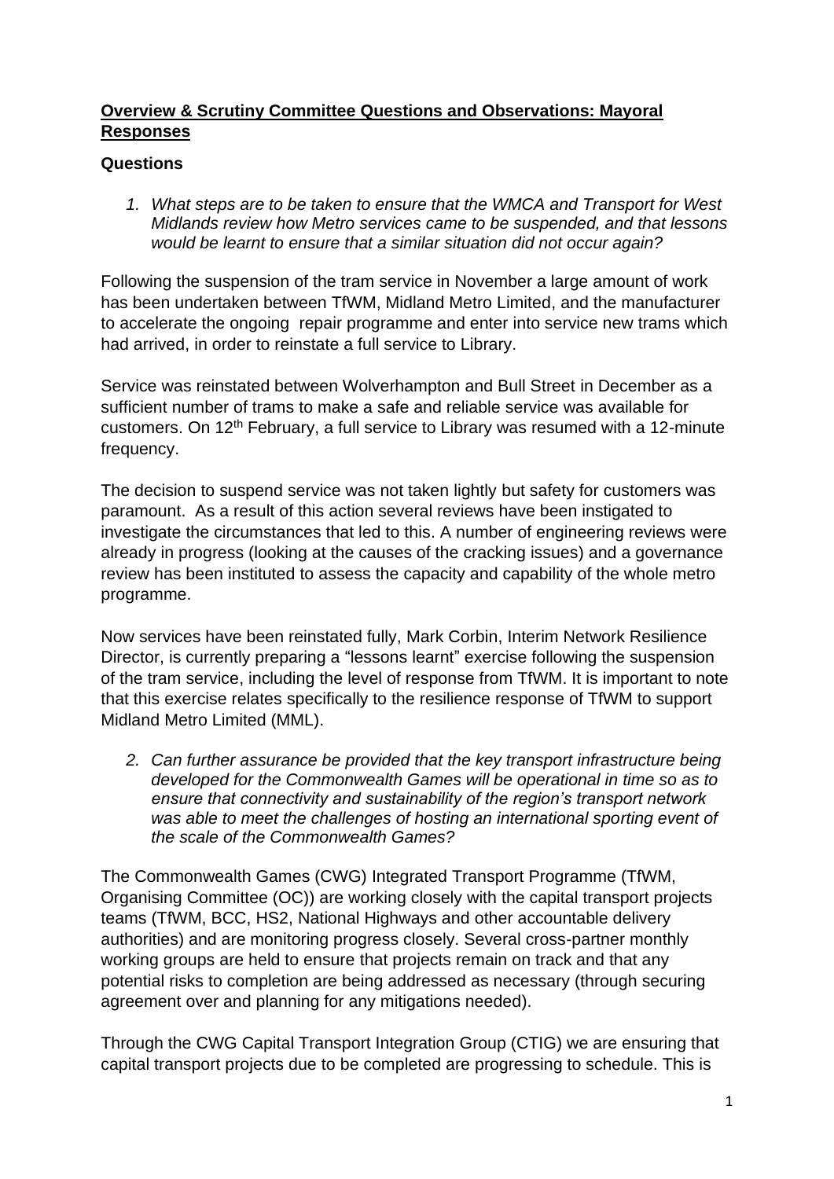## **Overview & Scrutiny Committee Questions and Observations: Mayoral Responses**

### **Questions**

1. *What steps are to be taken to ensure that the WMCA and Transport for West Midlands review how Metro services came to be suspended, and that lessons would be learnt to ensure that a similar situation did not occur again?*

Following the suspension of the tram service in November a large amount of work has been undertaken between TfWM, Midland Metro Limited, and the manufacturer to accelerate the ongoing repair programme and enter into service new trams which had arrived, in order to reinstate a full service to Library.

Service was reinstated between Wolverhampton and Bull Street in December as a sufficient number of trams to make a safe and reliable service was available for customers. On 12th February, a full service to Library was resumed with a 12-minute frequency.

The decision to suspend service was not taken lightly but safety for customers was paramount. As a result of this action several reviews have been instigated to investigate the circumstances that led to this. A number of engineering reviews were already in progress (looking at the causes of the cracking issues) and a governance review has been instituted to assess the capacity and capability of the whole metro programme.

Now services have been reinstated fully, Mark Corbin, Interim Network Resilience Director, is currently preparing a "lessons learnt" exercise following the suspension of the tram service, including the level of response from TfWM. It is important to note that this exercise relates specifically to the resilience response of TfWM to support Midland Metro Limited (MML).

2. *Can further assurance be provided that the key transport infrastructure being developed for the Commonwealth Games will be operational in time so as to ensure that connectivity and sustainability of the region's transport network was able to meet the challenges of hosting an international sporting event of the scale of the Commonwealth Games?*

The Commonwealth Games (CWG) Integrated Transport Programme (TfWM, Organising Committee (OC)) are working closely with the capital transport projects teams (TfWM, BCC, HS2, National Highways and other accountable delivery authorities) and are monitoring progress closely. Several cross-partner monthly working groups are held to ensure that projects remain on track and that any potential risks to completion are being addressed as necessary (through securing agreement over and planning for any mitigations needed).

Through the CWG Capital Transport Integration Group (CTIG) we are ensuring that capital transport projects due to be completed are progressing to schedule. This is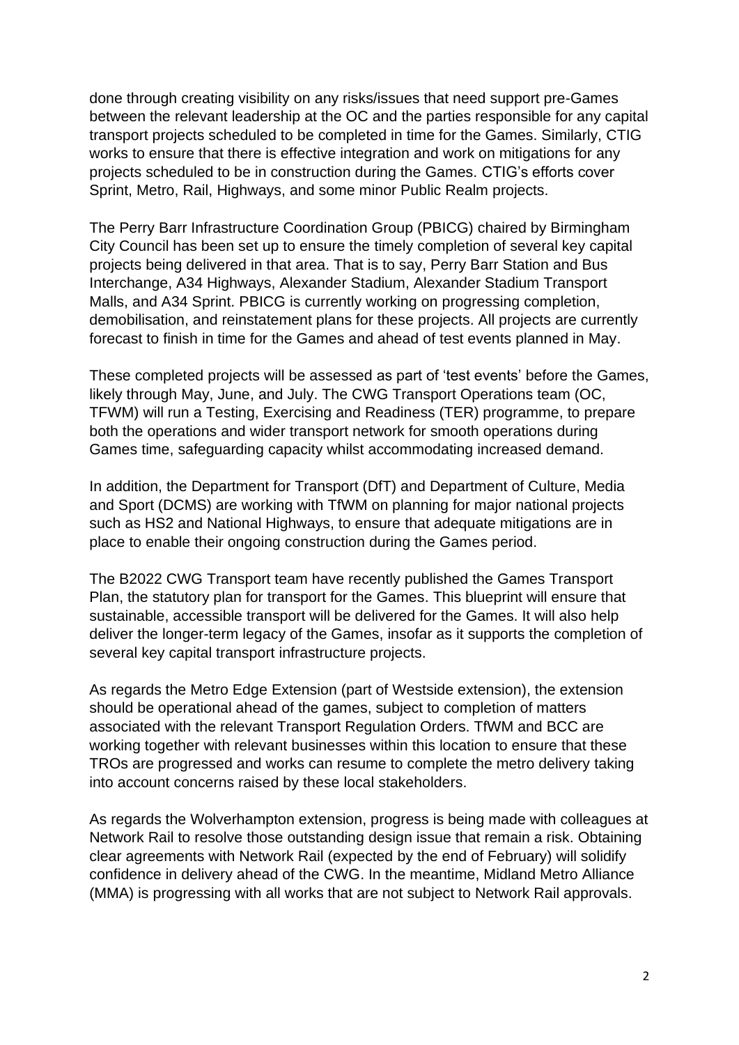done through creating visibility on any risks/issues that need support pre-Games between the relevant leadership at the OC and the parties responsible for any capital transport projects scheduled to be completed in time for the Games. Similarly, CTIG works to ensure that there is effective integration and work on mitigations for any projects scheduled to be in construction during the Games. CTIG's efforts cover Sprint, Metro, Rail, Highways, and some minor Public Realm projects.

The Perry Barr Infrastructure Coordination Group (PBICG) chaired by Birmingham City Council has been set up to ensure the timely completion of several key capital projects being delivered in that area. That is to say, Perry Barr Station and Bus Interchange, A34 Highways, Alexander Stadium, Alexander Stadium Transport Malls, and A34 Sprint. PBICG is currently working on progressing completion, demobilisation, and reinstatement plans for these projects. All projects are currently forecast to finish in time for the Games and ahead of test events planned in May.

These completed projects will be assessed as part of 'test events' before the Games, likely through May, June, and July. The CWG Transport Operations team (OC, TFWM) will run a Testing, Exercising and Readiness (TER) programme, to prepare both the operations and wider transport network for smooth operations during Games time, safeguarding capacity whilst accommodating increased demand.

In addition, the Department for Transport (DfT) and Department of Culture, Media and Sport (DCMS) are working with TfWM on planning for major national projects such as HS2 and National Highways, to ensure that adequate mitigations are in place to enable their ongoing construction during the Games period.

The B2022 CWG Transport team have recently published the Games Transport Plan, the statutory plan for transport for the Games. This blueprint will ensure that sustainable, accessible transport will be delivered for the Games. It will also help deliver the longer-term legacy of the Games, insofar as it supports the completion of several key capital transport infrastructure projects.

As regards the Metro Edge Extension (part of Westside extension), the extension should be operational ahead of the games, subject to completion of matters associated with the relevant Transport Regulation Orders. TfWM and BCC are working together with relevant businesses within this location to ensure that these TROs are progressed and works can resume to complete the metro delivery taking into account concerns raised by these local stakeholders.

As regards the Wolverhampton extension, progress is being made with colleagues at Network Rail to resolve those outstanding design issue that remain a risk. Obtaining clear agreements with Network Rail (expected by the end of February) will solidify confidence in delivery ahead of the CWG. In the meantime, Midland Metro Alliance (MMA) is progressing with all works that are not subject to Network Rail approvals.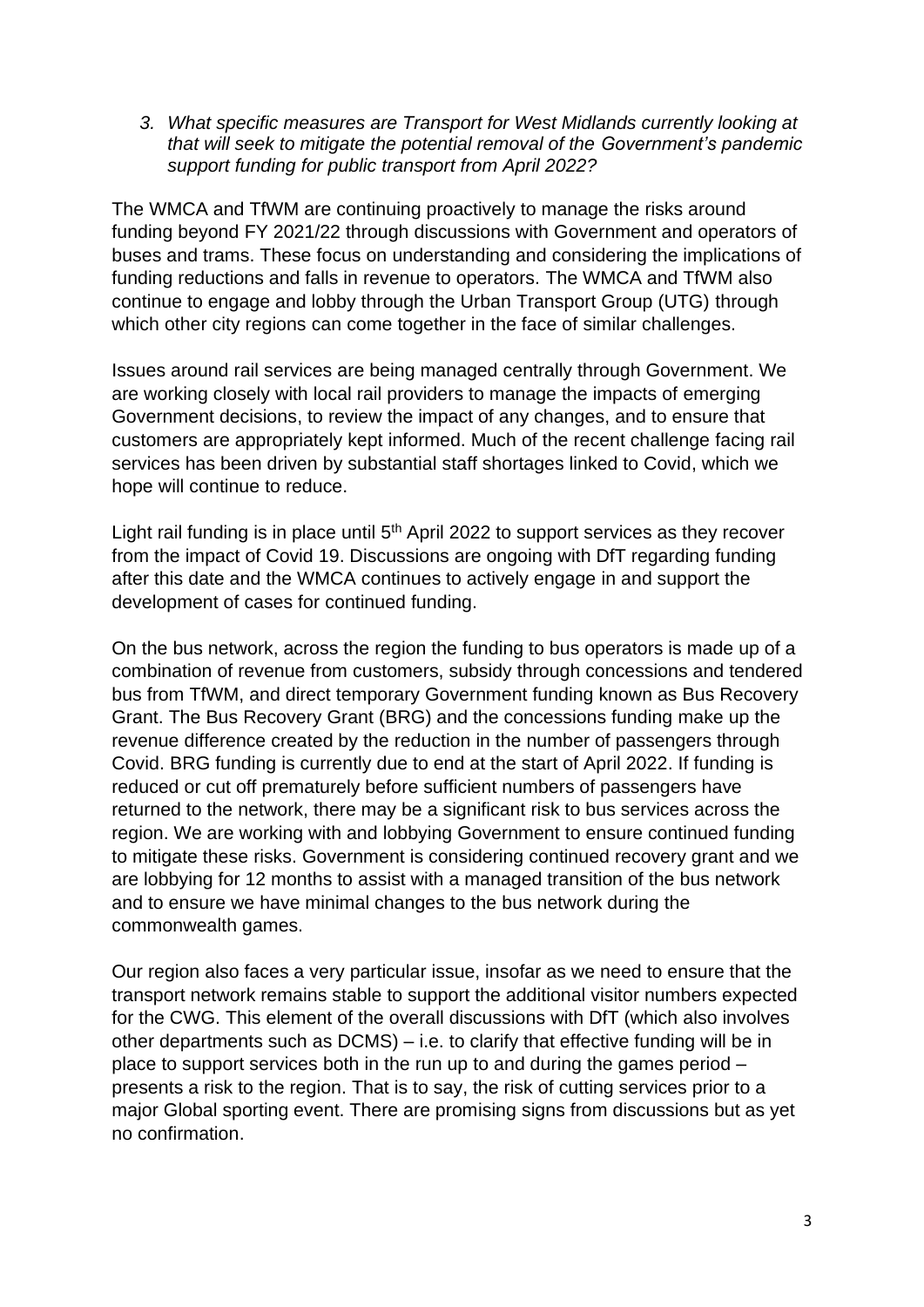3. *What specific measures are Transport for West Midlands currently looking at that will seek to mitigate the potential removal of the Government's pandemic support funding for public transport from April 2022?*

The WMCA and TfWM are continuing proactively to manage the risks around funding beyond FY 2021/22 through discussions with Government and operators of buses and trams. These focus on understanding and considering the implications of funding reductions and falls in revenue to operators. The WMCA and TfWM also continue to engage and lobby through the Urban Transport Group (UTG) through which other city regions can come together in the face of similar challenges.

Issues around rail services are being managed centrally through Government. We are working closely with local rail providers to manage the impacts of emerging Government decisions, to review the impact of any changes, and to ensure that customers are appropriately kept informed. Much of the recent challenge facing rail services has been driven by substantial staff shortages linked to Covid, which we hope will continue to reduce.

Light rail funding is in place until 5th April 2022 to support services as they recover from the impact of Covid 19. Discussions are ongoing with DfT regarding funding after this date and the WMCA continues to actively engage in and support the development of cases for continued funding.

On the bus network, across the region the funding to bus operators is made up of a combination of revenue from customers, subsidy through concessions and tendered bus from TfWM, and direct temporary Government funding known as Bus Recovery Grant. The Bus Recovery Grant (BRG) and the concessions funding make up the revenue difference created by the reduction in the number of passengers through Covid. BRG funding is currently due to end at the start of April 2022. If funding is reduced or cut off prematurely before sufficient numbers of passengers have returned to the network, there may be a significant risk to bus services across the region. We are working with and lobbying Government to ensure continued funding to mitigate these risks. Government is considering continued recovery grant and we are lobbying for 12 months to assist with a managed transition of the bus network and to ensure we have minimal changes to the bus network during the commonwealth games.

Our region also faces a very particular issue, insofar as we need to ensure that the transport network remains stable to support the additional visitor numbers expected for the CWG. This element of the overall discussions with DfT (which also involves other departments such as DCMS) – i.e. to clarify that effective funding will be in place to support services both in the run up to and during the games period – presents a risk to the region. That is to say, the risk of cutting services prior to a major Global sporting event. There are promising signs from discussions but as yet no confirmation.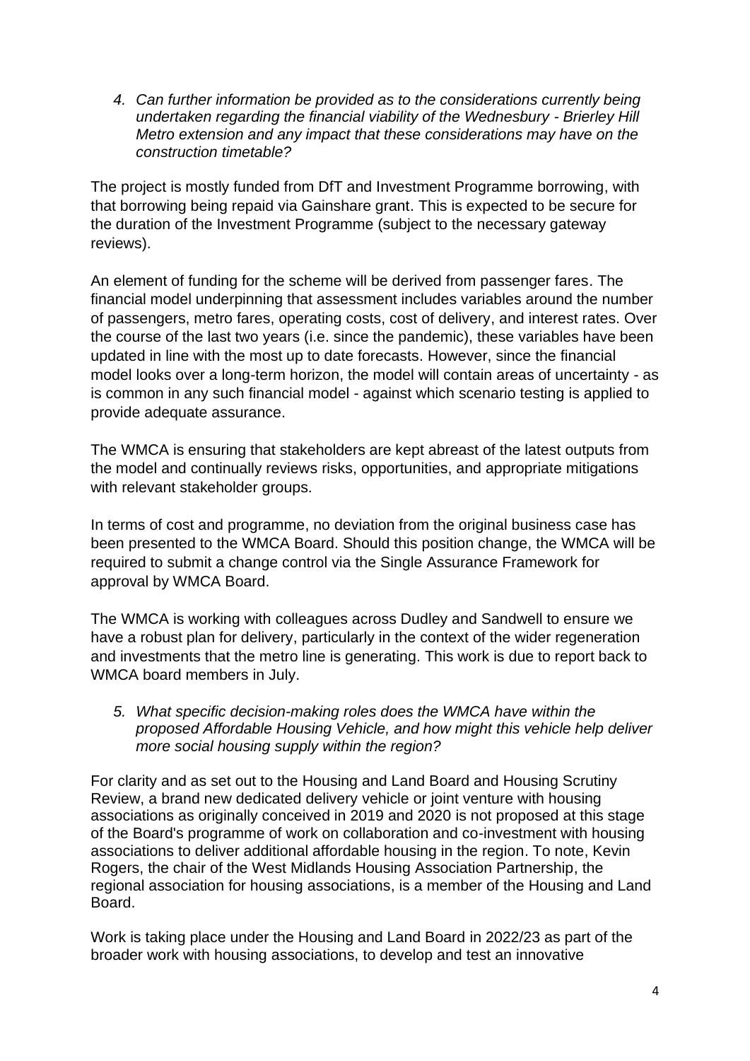4. *Can further information be provided as to the considerations currently being undertaken regarding the financial viability of the Wednesbury - Brierley Hill Metro extension and any impact that these considerations may have on the construction timetable?*

The project is mostly funded from DfT and Investment Programme borrowing, with that borrowing being repaid via Gainshare grant. This is expected to be secure for the duration of the Investment Programme (subject to the necessary gateway reviews).

An element of funding for the scheme will be derived from passenger fares. The financial model underpinning that assessment includes variables around the number of passengers, metro fares, operating costs, cost of delivery, and interest rates. Over the course of the last two years (i.e. since the pandemic), these variables have been updated in line with the most up to date forecasts. However, since the financial model looks over a long-term horizon, the model will contain areas of uncertainty - as is common in any such financial model - against which scenario testing is applied to provide adequate assurance.

The WMCA is ensuring that stakeholders are kept abreast of the latest outputs from the model and continually reviews risks, opportunities, and appropriate mitigations with relevant stakeholder groups.

In terms of cost and programme, no deviation from the original business case has been presented to the WMCA Board. Should this position change, the WMCA will be required to submit a change control via the Single Assurance Framework for approval by WMCA Board.

The WMCA is working with colleagues across Dudley and Sandwell to ensure we have a robust plan for delivery, particularly in the context of the wider regeneration and investments that the metro line is generating. This work is due to report back to WMCA board members in July.

5. *What specific decision-making roles does the WMCA have within the proposed Affordable Housing Vehicle, and how might this vehicle help deliver more social housing supply within the region?*

For clarity and as set out to the Housing and Land Board and Housing Scrutiny Review, a brand new dedicated delivery vehicle or joint venture with housing associations as originally conceived in 2019 and 2020 is not proposed at this stage of the Board's programme of work on collaboration and co-investment with housing associations to deliver additional affordable housing in the region. To note, Kevin Rogers, the chair of the West Midlands Housing Association Partnership, the regional association for housing associations, is a member of the Housing and Land Board.

Work is taking place under the Housing and Land Board in 2022/23 as part of the broader work with housing associations, to develop and test an innovative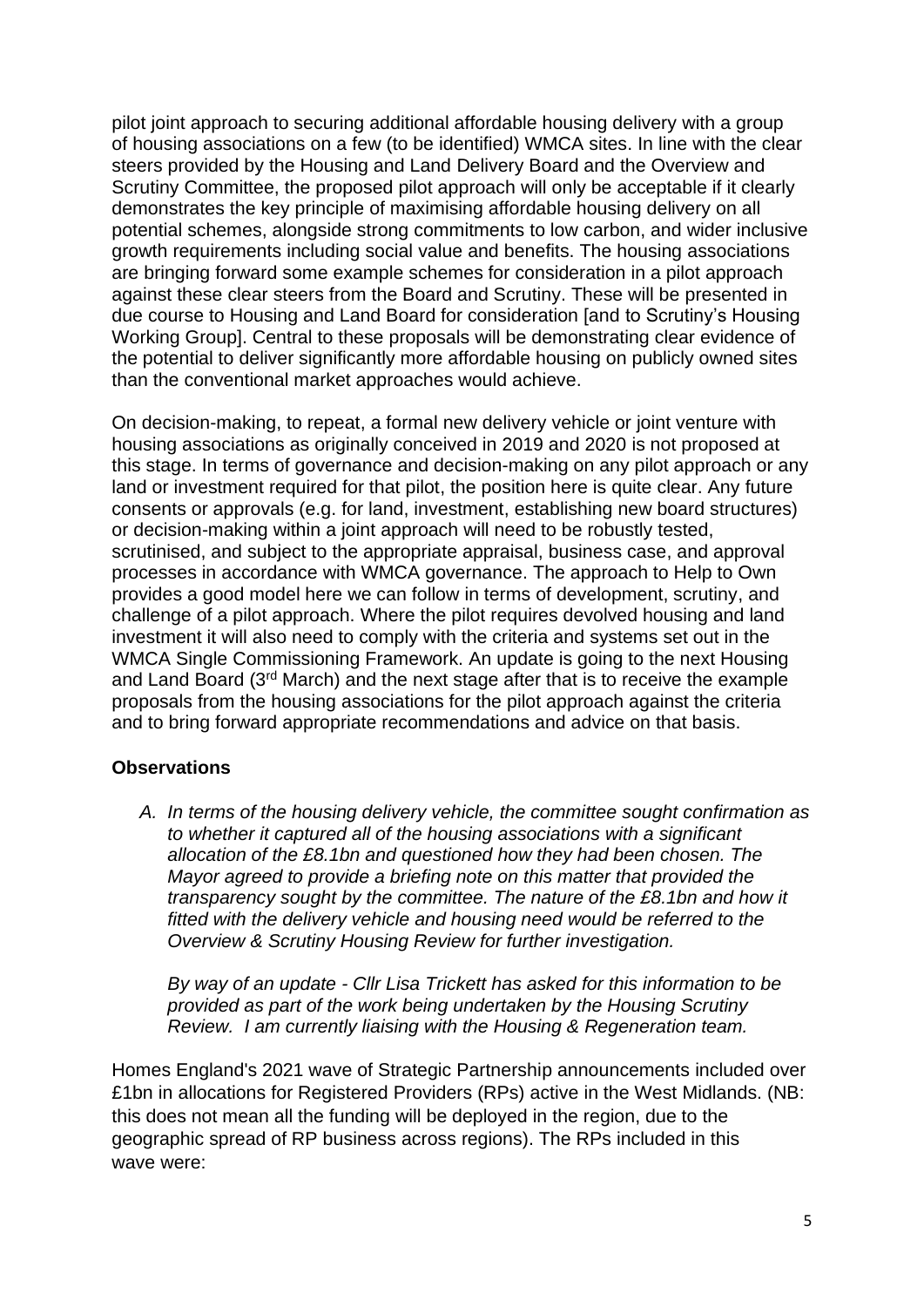pilot joint approach to securing additional affordable housing delivery with a group of housing associations on a few (to be identified) WMCA sites. In line with the clear steers provided by the Housing and Land Delivery Board and the Overview and Scrutiny Committee, the proposed pilot approach will only be acceptable if it clearly demonstrates the key principle of maximising affordable housing delivery on all potential schemes, alongside strong commitments to low carbon, and wider inclusive growth requirements including social value and benefits. The housing associations are bringing forward some example schemes for consideration in a pilot approach against these clear steers from the Board and Scrutiny. These will be presented in due course to Housing and Land Board for consideration [and to Scrutiny's Housing Working Group]. Central to these proposals will be demonstrating clear evidence of the potential to deliver significantly more affordable housing on publicly owned sites than the conventional market approaches would achieve.

On decision-making, to repeat, a formal new delivery vehicle or joint venture with housing associations as originally conceived in 2019 and 2020 is not proposed at this stage. In terms of governance and decision-making on any pilot approach or any land or investment required for that pilot, the position here is quite clear. Any future consents or approvals (e.g. for land, investment, establishing new board structures) or decision-making within a joint approach will need to be robustly tested, scrutinised, and subject to the appropriate appraisal, business case, and approval processes in accordance with WMCA governance. The approach to Help to Own provides a good model here we can follow in terms of development, scrutiny, and challenge of a pilot approach. Where the pilot requires devolved housing and land investment it will also need to comply with the criteria and systems set out in the WMCA Single Commissioning Framework. An update is going to the next Housing and Land Board (3rd March) and the next stage after that is to receive the example proposals from the housing associations for the pilot approach against the criteria and to bring forward appropriate recommendations and advice on that basis.

**Observations**

A. *In terms of the housing delivery vehicle, the committee sought confirmation as to whether it captured all of the housing associations with a significant allocation of the £8.1bn and questioned how they had been chosen. The Mayor agreed to provide a briefing note on this matter that provided the transparency sought by the committee. The nature of the £8.1bn and how it fitted with the delivery vehicle and housing need would be referred to the Overview & Scrutiny Housing Review for further investigation.*

   *By way of an update - Cllr Lisa Trickett has asked for this information to be provided as part of the work being undertaken by the Housing Scrutiny Review. I am currently liaising with the Housing & Regeneration team.*

Homes England's 2021 wave of Strategic Partnership announcements included over £1bn in allocations for Registered Providers (RPs) active in the West Midlands. (NB: this does not mean all the funding will be deployed in the region, due to the geographic spread of RP business across regions). The RPs included in this wave were: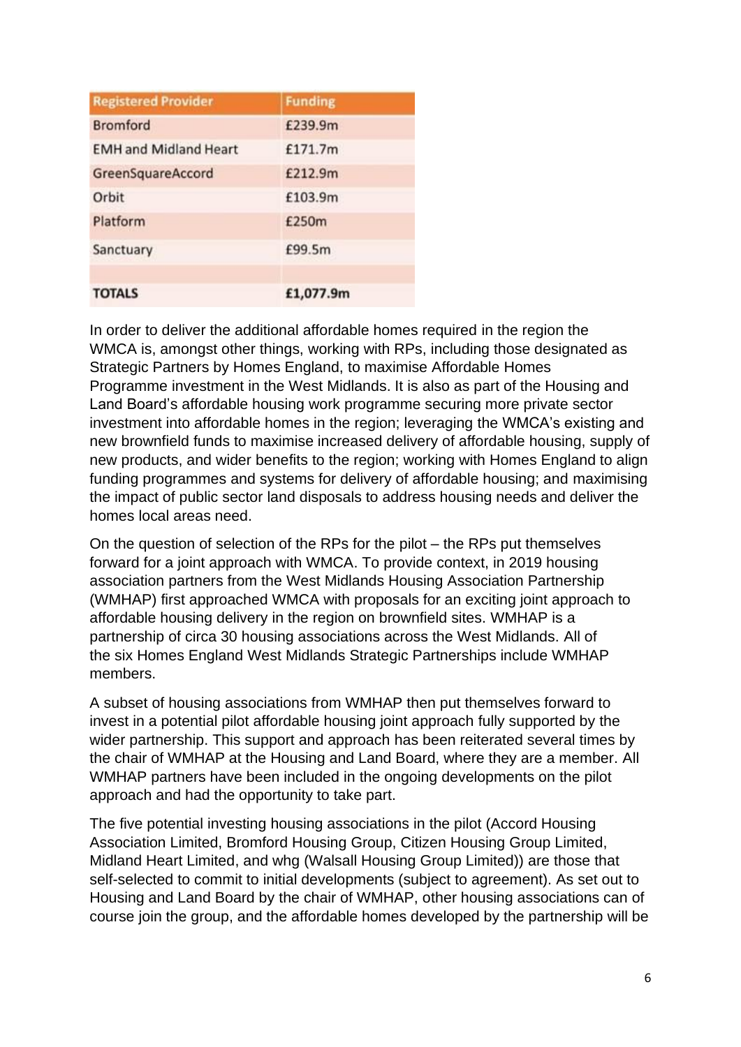| Registered Provider | Funding |
| --- | --- |
| Bromford | £239.9m |
| EMH and Midland Heart | £171.7m |
| GreenSquareAccord | £212.9m |
| Orbit | £103.9m |
| Platform | £250m |
| Sanctuary | £99.5m |
| | |
| **TOTALS** | **£1,077.9m** |

In order to deliver the additional affordable homes required in the region the WMCA is, amongst other things, working with RPs, including those designated as Strategic Partners by Homes England, to maximise Affordable Homes Programme investment in the West Midlands. It is also as part of the Housing and Land Board's affordable housing work programme securing more private sector investment into affordable homes in the region; leveraging the WMCA's existing and new brownfield funds to maximise increased delivery of affordable housing, supply of new products, and wider benefits to the region; working with Homes England to align funding programmes and systems for delivery of affordable housing; and maximising the impact of public sector land disposals to address housing needs and deliver the homes local areas need.

On the question of selection of the RPs for the pilot – the RPs put themselves forward for a joint approach with WMCA. To provide context, in 2019 housing association partners from the West Midlands Housing Association Partnership (WMHAP) first approached WMCA with proposals for an exciting joint approach to affordable housing delivery in the region on brownfield sites. WMHAP is a partnership of circa 30 housing associations across the West Midlands. All of the six Homes England West Midlands Strategic Partnerships include WMHAP members.

A subset of housing associations from WMHAP then put themselves forward to invest in a potential pilot affordable housing joint approach fully supported by the wider partnership. This support and approach has been reiterated several times by the chair of WMHAP at the Housing and Land Board, where they are a member. All WMHAP partners have been included in the ongoing developments on the pilot approach and had the opportunity to take part.

The five potential investing housing associations in the pilot (Accord Housing Association Limited, Bromford Housing Group, Citizen Housing Group Limited, Midland Heart Limited, and whg (Walsall Housing Group Limited)) are those that self-selected to commit to initial developments (subject to agreement). As set out to Housing and Land Board by the chair of WMHAP, other housing associations can of course join the group, and the affordable homes developed by the partnership will be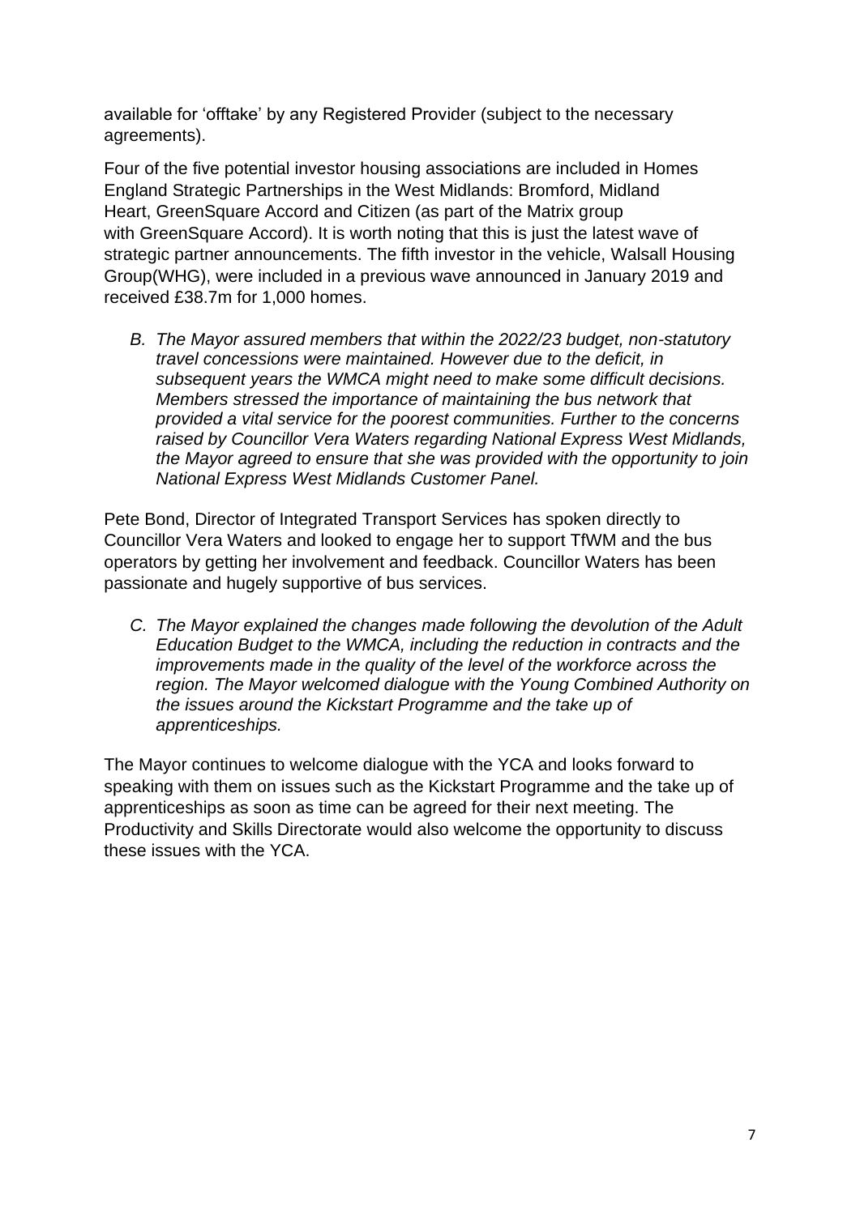available for 'offtake' by any Registered Provider (subject to the necessary agreements).

Four of the five potential investor housing associations are included in Homes England Strategic Partnerships in the West Midlands: Bromford, Midland Heart, GreenSquare Accord and Citizen (as part of the Matrix group with GreenSquare Accord). It is worth noting that this is just the latest wave of strategic partner announcements. The fifth investor in the vehicle, Walsall Housing Group(WHG), were included in a previous wave announced in January 2019 and received £38.7m for 1,000 homes.

B. *The Mayor assured members that within the 2022/23 budget, non-statutory travel concessions were maintained. However due to the deficit, in subsequent years the WMCA might need to make some difficult decisions. Members stressed the importance of maintaining the bus network that provided a vital service for the poorest communities. Further to the concerns raised by Councillor Vera Waters regarding National Express West Midlands, the Mayor agreed to ensure that she was provided with the opportunity to join National Express West Midlands Customer Panel.*

Pete Bond, Director of Integrated Transport Services has spoken directly to Councillor Vera Waters and looked to engage her to support TfWM and the bus operators by getting her involvement and feedback. Councillor Waters has been passionate and hugely supportive of bus services.

C. *The Mayor explained the changes made following the devolution of the Adult Education Budget to the WMCA, including the reduction in contracts and the improvements made in the quality of the level of the workforce across the region. The Mayor welcomed dialogue with the Young Combined Authority on the issues around the Kickstart Programme and the take up of apprenticeships.*

The Mayor continues to welcome dialogue with the YCA and looks forward to speaking with them on issues such as the Kickstart Programme and the take up of apprenticeships as soon as time can be agreed for their next meeting. The Productivity and Skills Directorate would also welcome the opportunity to discuss these issues with the YCA.